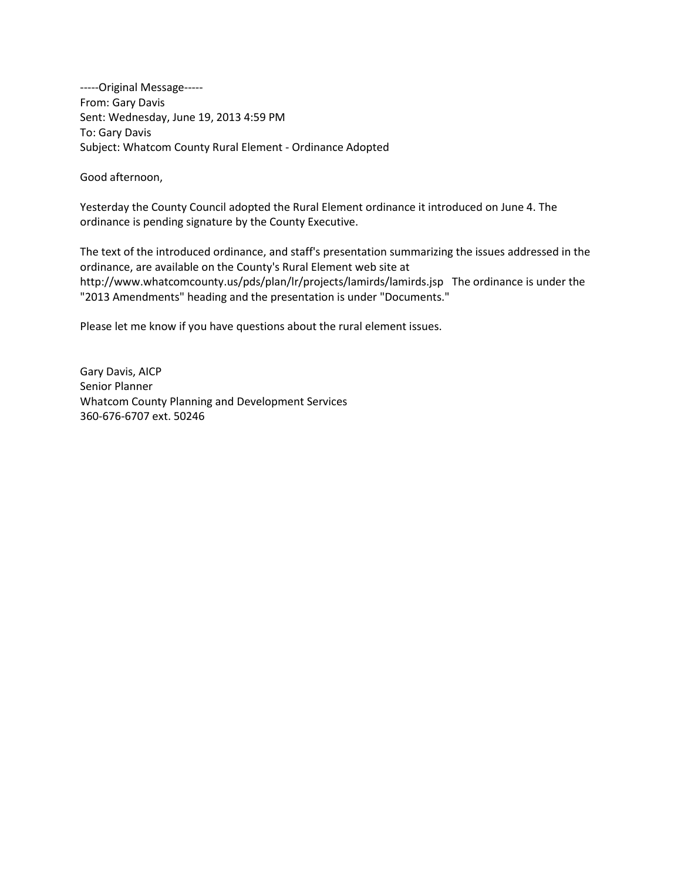-----Original Message-----
From: Gary Davis
Sent: Wednesday, June 19, 2013 4:59 PM
To: Gary Davis
Subject: Whatcom County Rural Element - Ordinance Adopted

Good afternoon,

Yesterday the County Council adopted the Rural Element ordinance it introduced on June 4. The ordinance is pending signature by the County Executive.

The text of the introduced ordinance, and staff's presentation summarizing the issues addressed in the ordinance, are available on the County's Rural Element web site at http://www.whatcomcounty.us/pds/plan/lr/projects/lamirds/lamirds.jsp The ordinance is under the "2013 Amendments" heading and the presentation is under "Documents."

Please let me know if you have questions about the rural element issues.

Gary Davis, AICP
Senior Planner
Whatcom County Planning and Development Services
360-676-6707 ext. 50246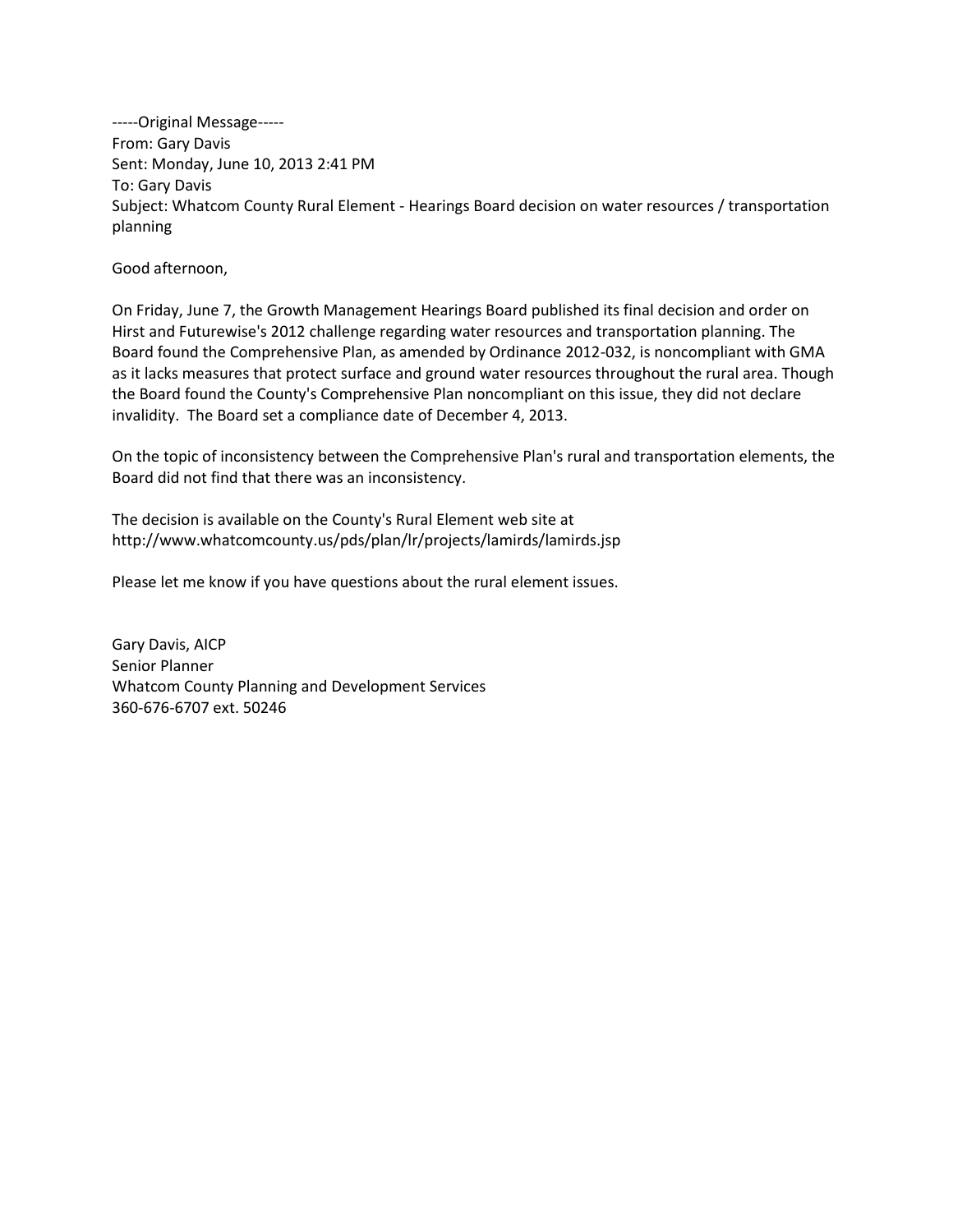-----Original Message-----  
From: Gary Davis  
Sent: Monday, June 10, 2013 2:41 PM  
To: Gary Davis  
Subject: Whatcom County Rural Element - Hearings Board decision on water resources / transportation planning

Good afternoon,

On Friday, June 7, the Growth Management Hearings Board published its final decision and order on Hirst and Futurewise's 2012 challenge regarding water resources and transportation planning. The Board found the Comprehensive Plan, as amended by Ordinance 2012-032, is noncompliant with GMA as it lacks measures that protect surface and ground water resources throughout the rural area. Though the Board found the County's Comprehensive Plan noncompliant on this issue, they did not declare invalidity. The Board set a compliance date of December 4, 2013.

On the topic of inconsistency between the Comprehensive Plan's rural and transportation elements, the Board did not find that there was an inconsistency.

The decision is available on the County's Rural Element web site at http://www.whatcomcounty.us/pds/plan/lr/projects/lamirds/lamirds.jsp

Please let me know if you have questions about the rural element issues.

Gary Davis, AICP  
Senior Planner  
Whatcom County Planning and Development Services  
360-676-6707 ext. 50246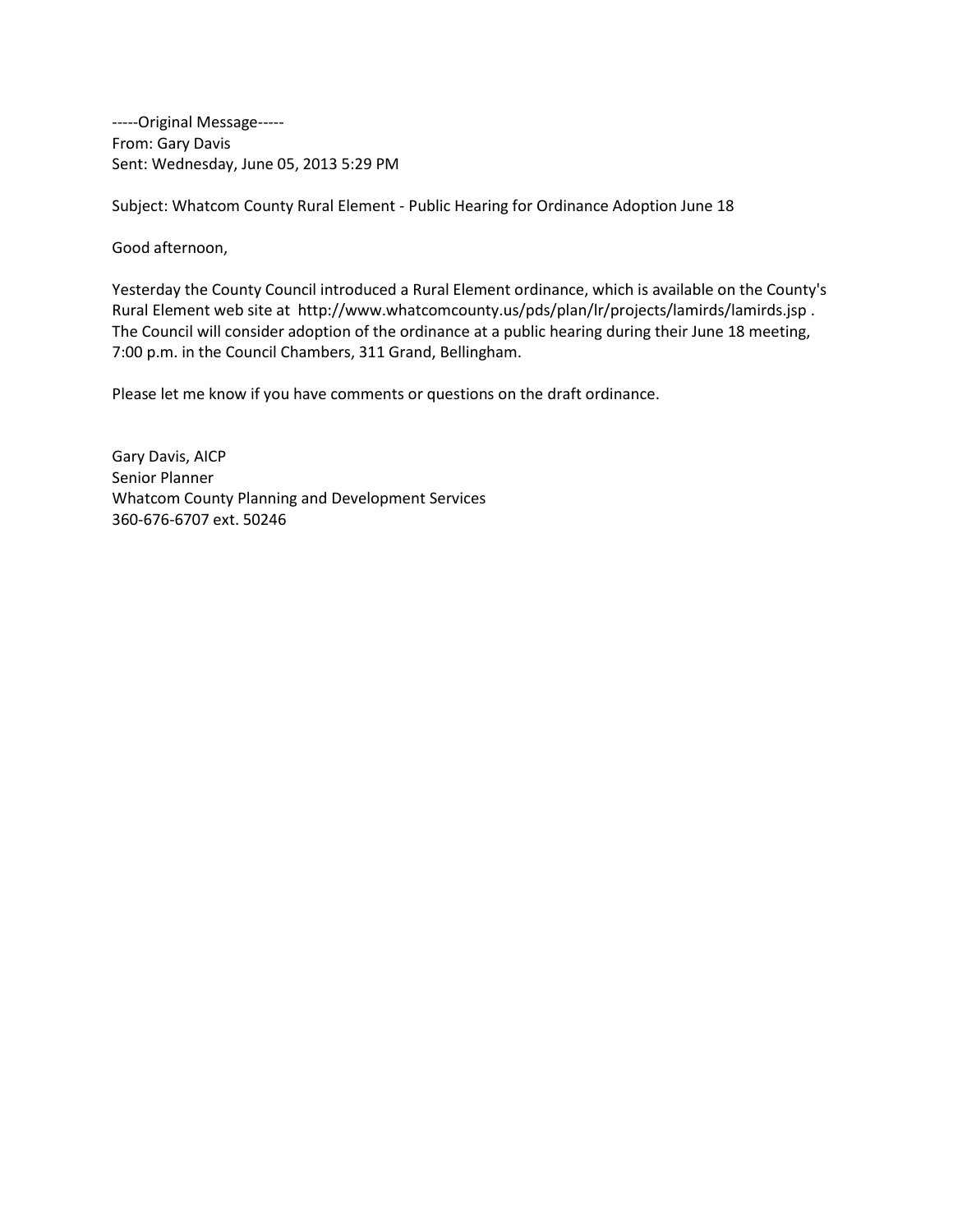-----Original Message-----
From: Gary Davis
Sent: Wednesday, June 05, 2013 5:29 PM

Subject: Whatcom County Rural Element - Public Hearing for Ordinance Adoption June 18

Good afternoon,

Yesterday the County Council introduced a Rural Element ordinance, which is available on the County's Rural Element web site at http://www.whatcomcounty.us/pds/plan/lr/projects/lamirds/lamirds.jsp . The Council will consider adoption of the ordinance at a public hearing during their June 18 meeting, 7:00 p.m. in the Council Chambers, 311 Grand, Bellingham.

Please let me know if you have comments or questions on the draft ordinance.

Gary Davis, AICP
Senior Planner
Whatcom County Planning and Development Services
360-676-6707 ext. 50246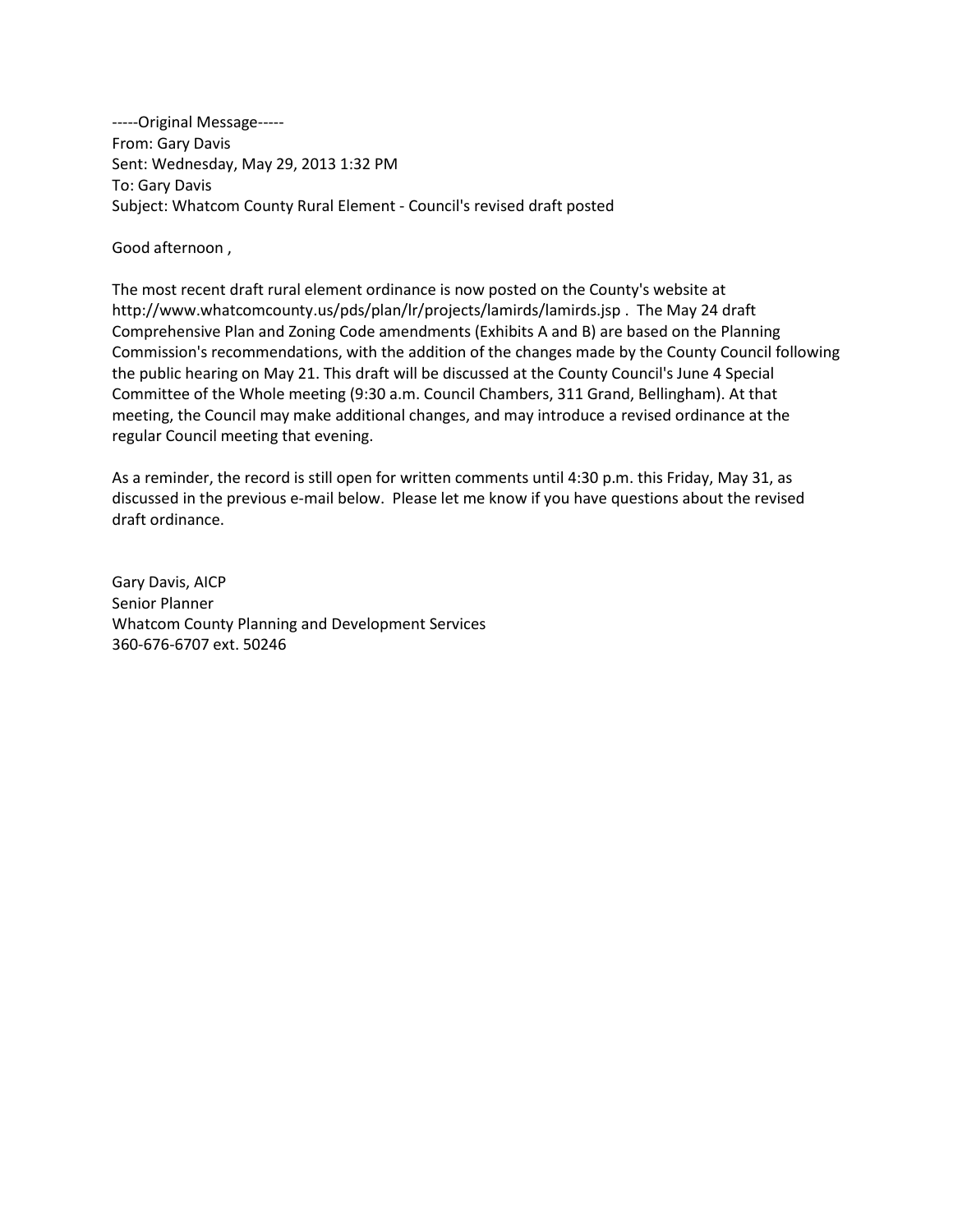-----Original Message-----
From: Gary Davis
Sent: Wednesday, May 29, 2013 1:32 PM
To: Gary Davis
Subject: Whatcom County Rural Element - Council's revised draft posted

Good afternoon ,

The most recent draft rural element ordinance is now posted on the County's website at http://www.whatcomcounty.us/pds/plan/lr/projects/lamirds/lamirds.jsp . The May 24 draft Comprehensive Plan and Zoning Code amendments (Exhibits A and B) are based on the Planning Commission's recommendations, with the addition of the changes made by the County Council following the public hearing on May 21. This draft will be discussed at the County Council's June 4 Special Committee of the Whole meeting (9:30 a.m. Council Chambers, 311 Grand, Bellingham). At that meeting, the Council may make additional changes, and may introduce a revised ordinance at the regular Council meeting that evening.

As a reminder, the record is still open for written comments until 4:30 p.m. this Friday, May 31, as discussed in the previous e-mail below. Please let me know if you have questions about the revised draft ordinance.

Gary Davis, AICP
Senior Planner
Whatcom County Planning and Development Services
360-676-6707 ext. 50246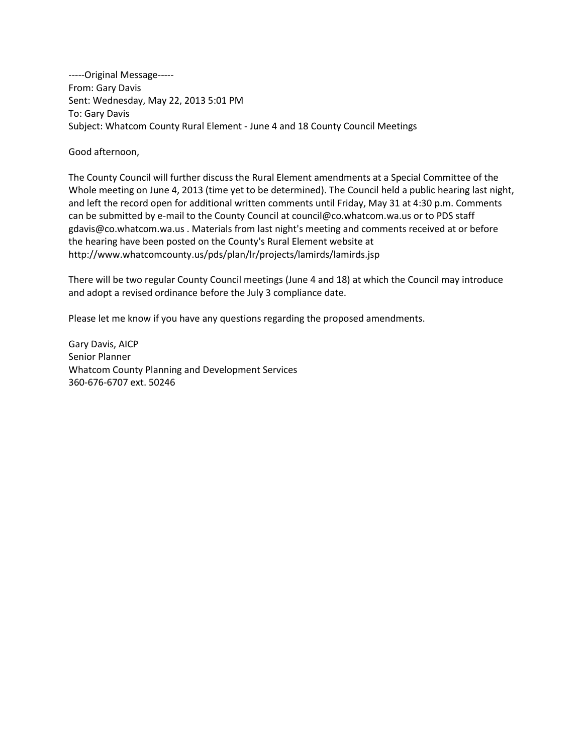-----Original Message-----
From: Gary Davis
Sent: Wednesday, May 22, 2013 5:01 PM
To: Gary Davis
Subject: Whatcom County Rural Element - June 4 and 18 County Council Meetings

Good afternoon,

The County Council will further discuss the Rural Element amendments at a Special Committee of the Whole meeting on June 4, 2013 (time yet to be determined). The Council held a public hearing last night, and left the record open for additional written comments until Friday, May 31 at 4:30 p.m. Comments can be submitted by e-mail to the County Council at council@co.whatcom.wa.us or to PDS staff gdavis@co.whatcom.wa.us . Materials from last night's meeting and comments received at or before the hearing have been posted on the County's Rural Element website at http://www.whatcomcounty.us/pds/plan/lr/projects/lamirds/lamirds.jsp

There will be two regular County Council meetings (June 4 and 18) at which the Council may introduce and adopt a revised ordinance before the July 3 compliance date.

Please let me know if you have any questions regarding the proposed amendments.

Gary Davis, AICP
Senior Planner
Whatcom County Planning and Development Services
360-676-6707 ext. 50246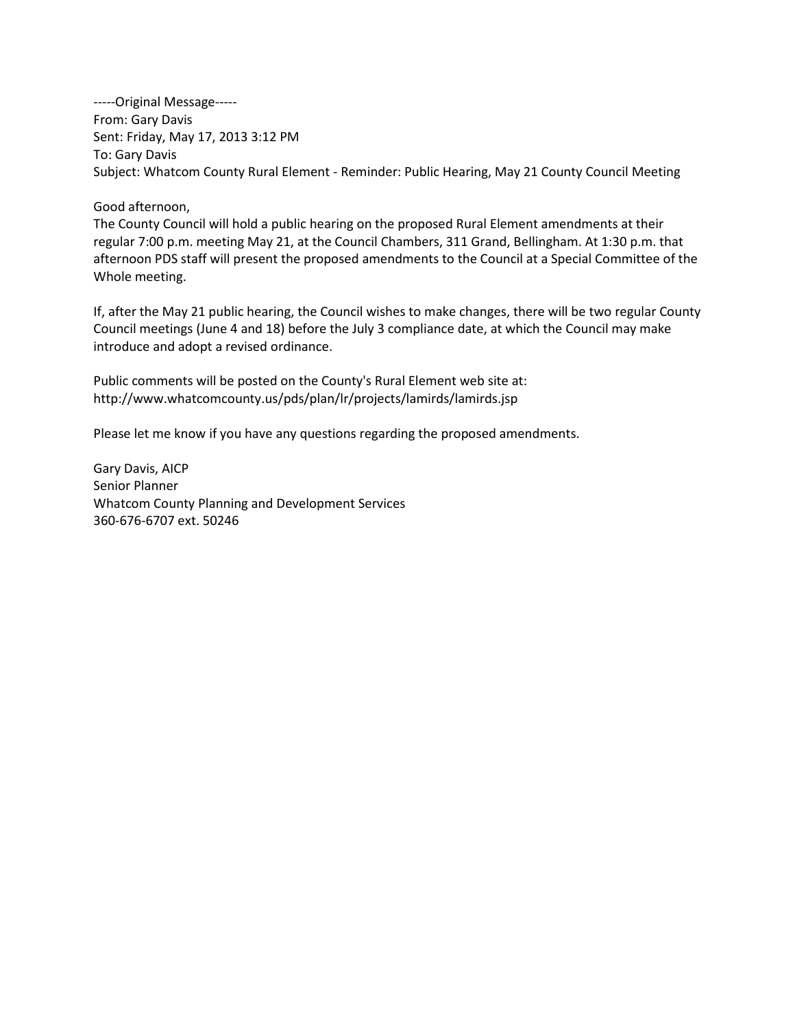-----Original Message-----  
From: Gary Davis  
Sent: Friday, May 17, 2013 3:12 PM  
To: Gary Davis  
Subject: Whatcom County Rural Element - Reminder: Public Hearing, May 21 County Council Meeting

Good afternoon,  
The County Council will hold a public hearing on the proposed Rural Element amendments at their regular 7:00 p.m. meeting May 21, at the Council Chambers, 311 Grand, Bellingham. At 1:30 p.m. that afternoon PDS staff will present the proposed amendments to the Council at a Special Committee of the Whole meeting.

If, after the May 21 public hearing, the Council wishes to make changes, there will be two regular County Council meetings (June 4 and 18) before the July 3 compliance date, at which the Council may make introduce and adopt a revised ordinance.

Public comments will be posted on the County's Rural Element web site at:  
http://www.whatcomcounty.us/pds/plan/lr/projects/lamirds/lamirds.jsp

Please let me know if you have any questions regarding the proposed amendments.

Gary Davis, AICP  
Senior Planner  
Whatcom County Planning and Development Services  
360-676-6707 ext. 50246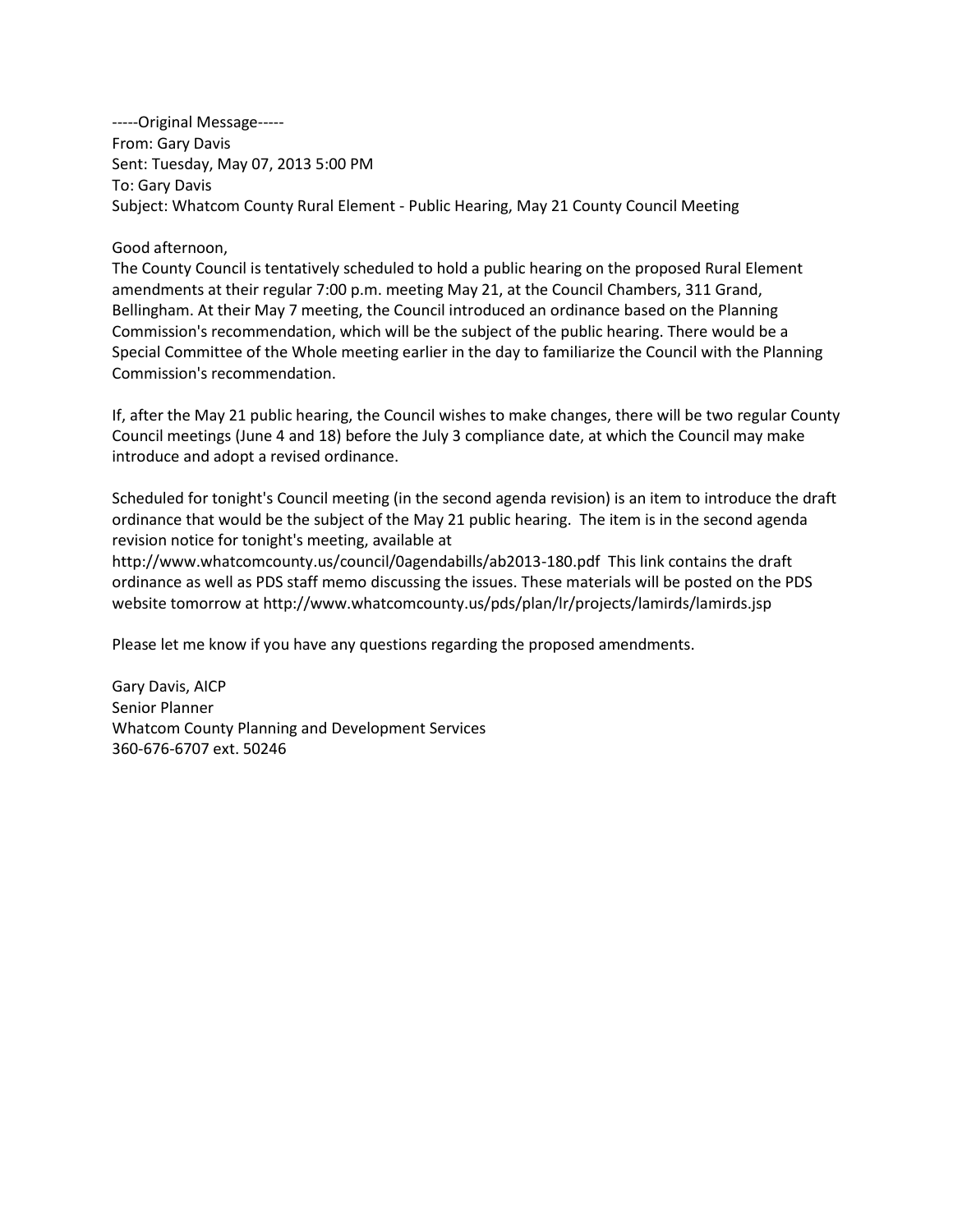-----Original Message-----
From: Gary Davis
Sent: Tuesday, May 07, 2013 5:00 PM
To: Gary Davis
Subject: Whatcom County Rural Element - Public Hearing, May 21 County Council Meeting

Good afternoon,
The County Council is tentatively scheduled to hold a public hearing on the proposed Rural Element amendments at their regular 7:00 p.m. meeting May 21, at the Council Chambers, 311 Grand, Bellingham. At their May 7 meeting, the Council introduced an ordinance based on the Planning Commission's recommendation, which will be the subject of the public hearing. There would be a Special Committee of the Whole meeting earlier in the day to familiarize the Council with the Planning Commission's recommendation.

If, after the May 21 public hearing, the Council wishes to make changes, there will be two regular County Council meetings (June 4 and 18) before the July 3 compliance date, at which the Council may make introduce and adopt a revised ordinance.

Scheduled for tonight's Council meeting (in the second agenda revision) is an item to introduce the draft ordinance that would be the subject of the May 21 public hearing. The item is in the second agenda revision notice for tonight's meeting, available at
http://www.whatcomcounty.us/council/0agendabills/ab2013-180.pdf This link contains the draft ordinance as well as PDS staff memo discussing the issues. These materials will be posted on the PDS website tomorrow at http://www.whatcomcounty.us/pds/plan/lr/projects/lamirds/lamirds.jsp

Please let me know if you have any questions regarding the proposed amendments.

Gary Davis, AICP
Senior Planner
Whatcom County Planning and Development Services
360-676-6707 ext. 50246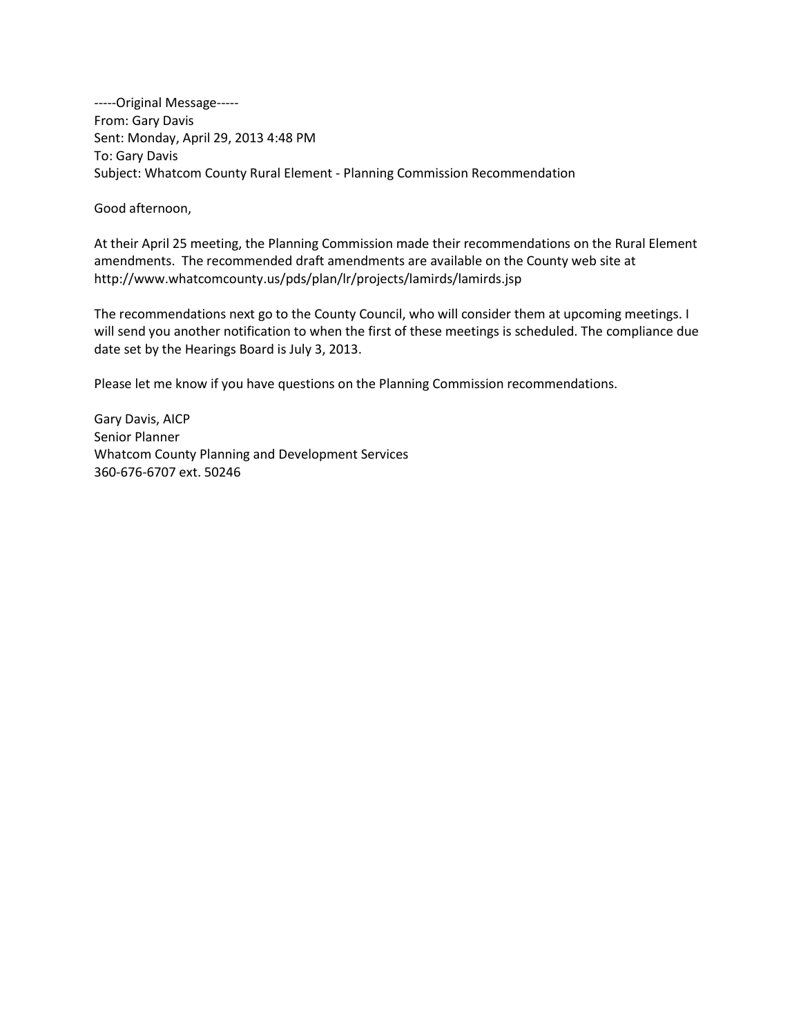-----Original Message-----
From: Gary Davis
Sent: Monday, April 29, 2013 4:48 PM
To: Gary Davis
Subject: Whatcom County Rural Element - Planning Commission Recommendation

Good afternoon,

At their April 25 meeting, the Planning Commission made their recommendations on the Rural Element amendments. The recommended draft amendments are available on the County web site at http://www.whatcomcounty.us/pds/plan/lr/projects/lamirds/lamirds.jsp

The recommendations next go to the County Council, who will consider them at upcoming meetings. I will send you another notification to when the first of these meetings is scheduled. The compliance due date set by the Hearings Board is July 3, 2013.

Please let me know if you have questions on the Planning Commission recommendations.

Gary Davis, AICP
Senior Planner
Whatcom County Planning and Development Services
360-676-6707 ext. 50246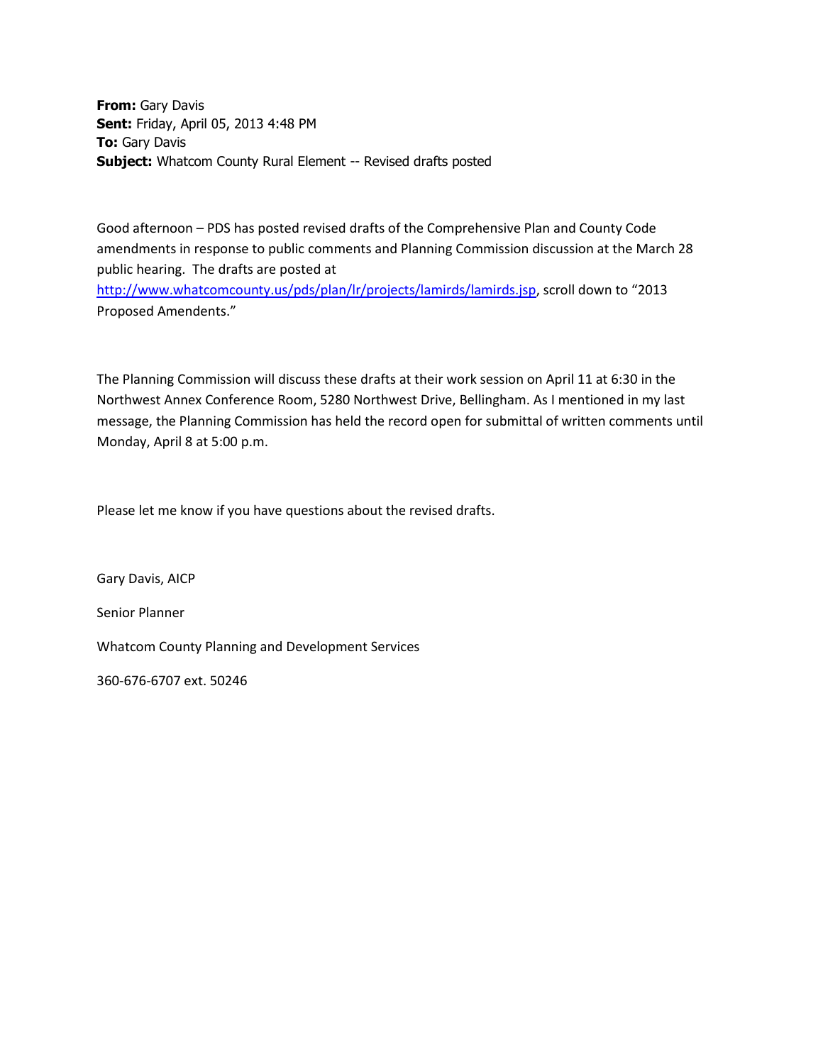**From:** Gary Davis
**Sent:** Friday, April 05, 2013 4:48 PM
**To:** Gary Davis
**Subject:** Whatcom County Rural Element -- Revised drafts posted

Good afternoon – PDS has posted revised drafts of the Comprehensive Plan and County Code amendments in response to public comments and Planning Commission discussion at the March 28 public hearing. The drafts are posted at http://www.whatcomcounty.us/pds/plan/lr/projects/lamirds/lamirds.jsp, scroll down to "2013 Proposed Amendents."

The Planning Commission will discuss these drafts at their work session on April 11 at 6:30 in the Northwest Annex Conference Room, 5280 Northwest Drive, Bellingham. As I mentioned in my last message, the Planning Commission has held the record open for submittal of written comments until Monday, April 8 at 5:00 p.m.

Please let me know if you have questions about the revised drafts.

Gary Davis, AICP

Senior Planner

Whatcom County Planning and Development Services

360-676-6707 ext. 50246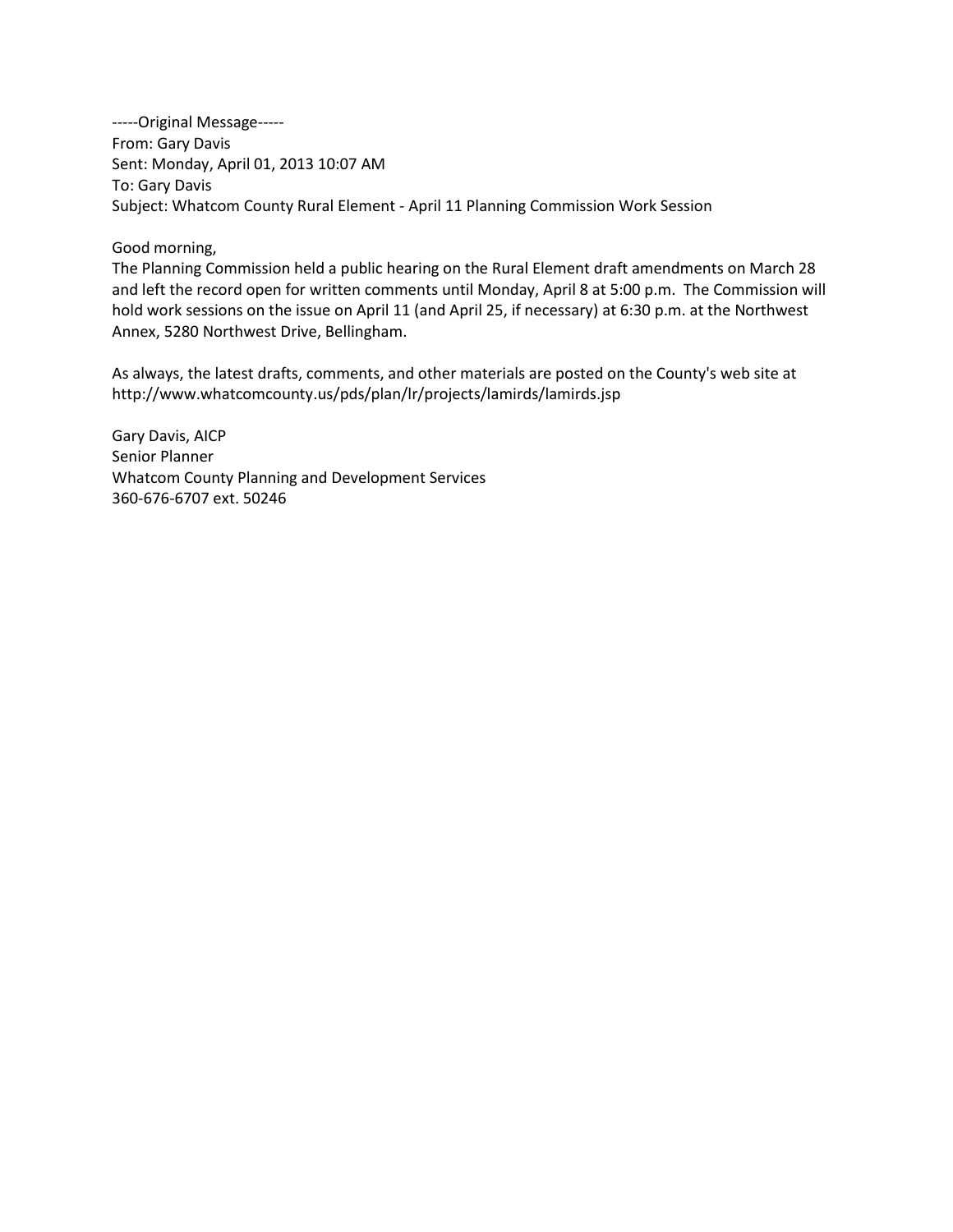-----Original Message-----
From: Gary Davis
Sent: Monday, April 01, 2013 10:07 AM
To: Gary Davis
Subject: Whatcom County Rural Element - April 11 Planning Commission Work Session

Good morning,
The Planning Commission held a public hearing on the Rural Element draft amendments on March 28 and left the record open for written comments until Monday, April 8 at 5:00 p.m. The Commission will hold work sessions on the issue on April 11 (and April 25, if necessary) at 6:30 p.m. at the Northwest Annex, 5280 Northwest Drive, Bellingham.

As always, the latest drafts, comments, and other materials are posted on the County's web site at http://www.whatcomcounty.us/pds/plan/lr/projects/lamirds/lamirds.jsp

Gary Davis, AICP
Senior Planner
Whatcom County Planning and Development Services
360-676-6707 ext. 50246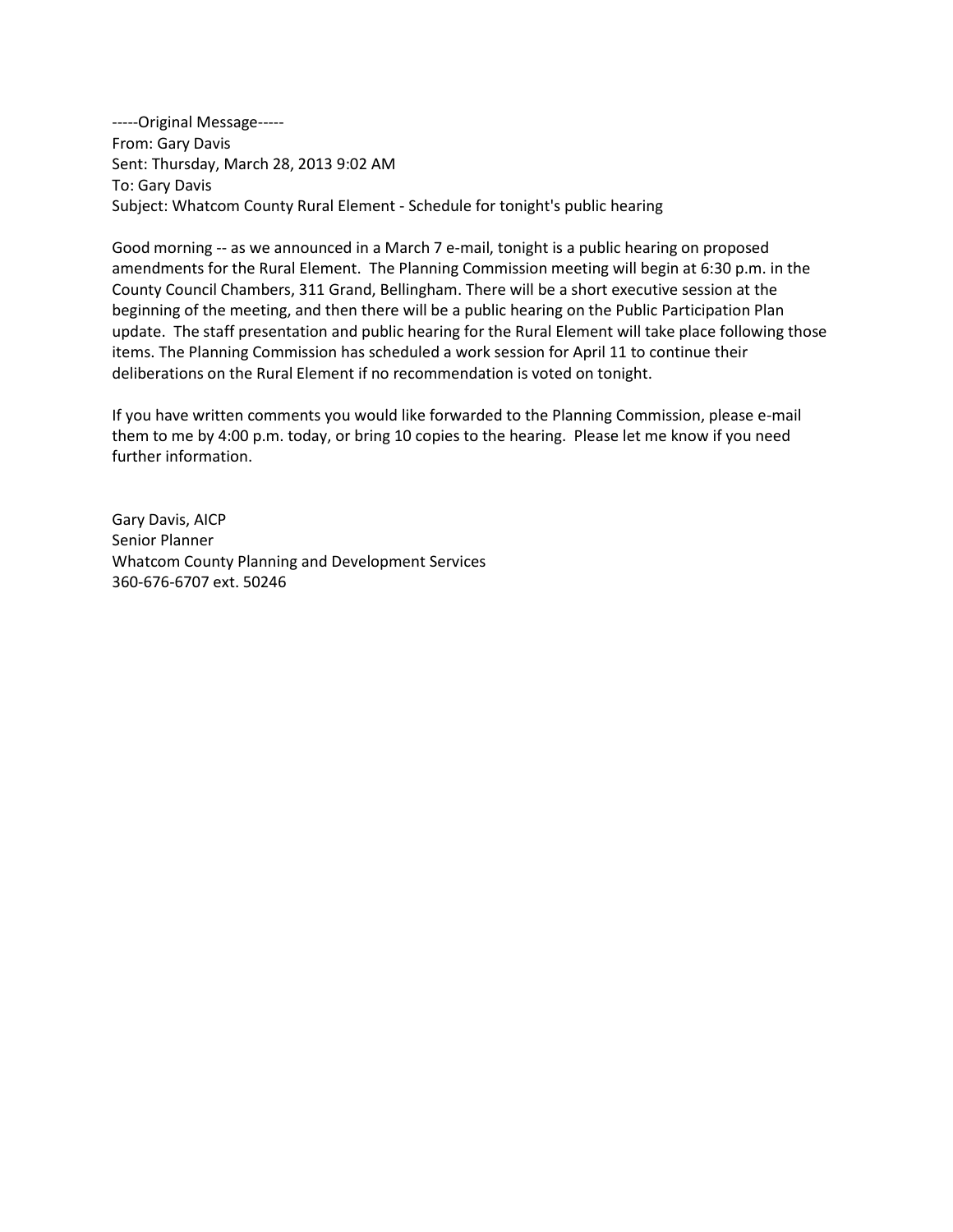-----Original Message-----
From: Gary Davis
Sent: Thursday, March 28, 2013 9:02 AM
To: Gary Davis
Subject: Whatcom County Rural Element - Schedule for tonight's public hearing

Good morning -- as we announced in a March 7 e-mail, tonight is a public hearing on proposed amendments for the Rural Element. The Planning Commission meeting will begin at 6:30 p.m. in the County Council Chambers, 311 Grand, Bellingham. There will be a short executive session at the beginning of the meeting, and then there will be a public hearing on the Public Participation Plan update. The staff presentation and public hearing for the Rural Element will take place following those items. The Planning Commission has scheduled a work session for April 11 to continue their deliberations on the Rural Element if no recommendation is voted on tonight.

If you have written comments you would like forwarded to the Planning Commission, please e-mail them to me by 4:00 p.m. today, or bring 10 copies to the hearing. Please let me know if you need further information.

Gary Davis, AICP
Senior Planner
Whatcom County Planning and Development Services
360-676-6707 ext. 50246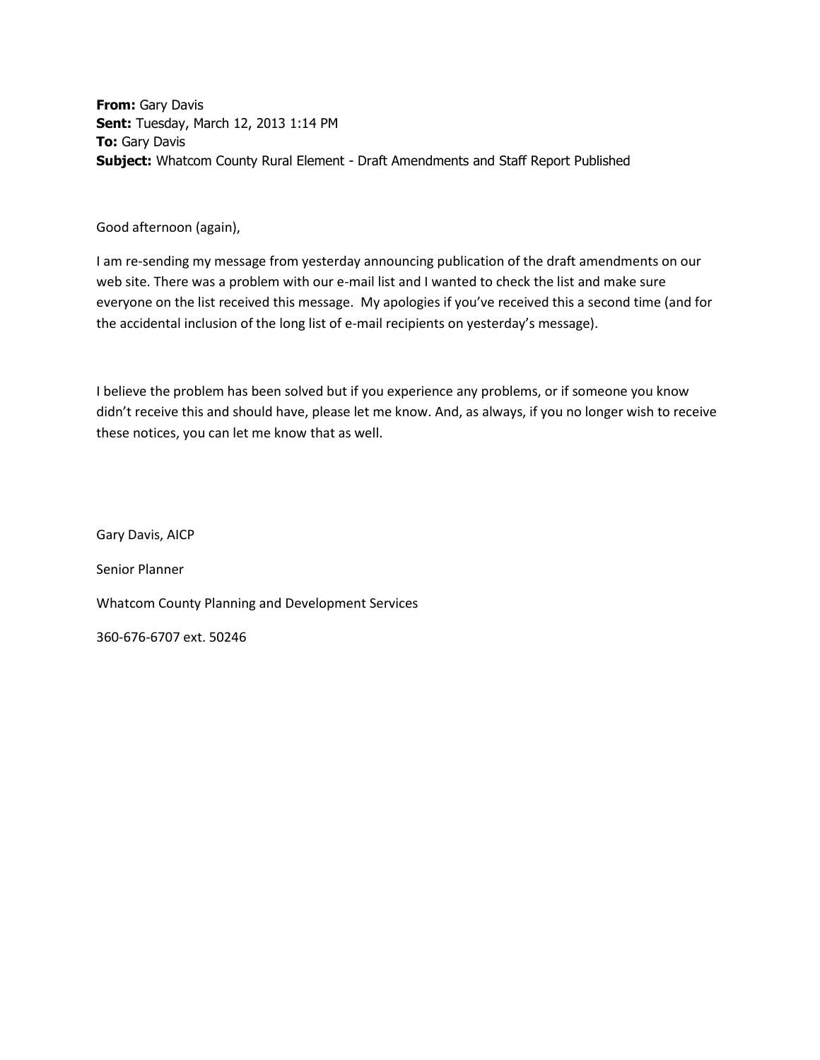**From:** Gary Davis
**Sent:** Tuesday, March 12, 2013 1:14 PM
**To:** Gary Davis
**Subject:** Whatcom County Rural Element - Draft Amendments and Staff Report Published

Good afternoon (again),

I am re-sending my message from yesterday announcing publication of the draft amendments on our web site. There was a problem with our e-mail list and I wanted to check the list and make sure everyone on the list received this message. My apologies if you've received this a second time (and for the accidental inclusion of the long list of e-mail recipients on yesterday's message).

I believe the problem has been solved but if you experience any problems, or if someone you know didn't receive this and should have, please let me know. And, as always, if you no longer wish to receive these notices, you can let me know that as well.

Gary Davis, AICP

Senior Planner

Whatcom County Planning and Development Services

360-676-6707 ext. 50246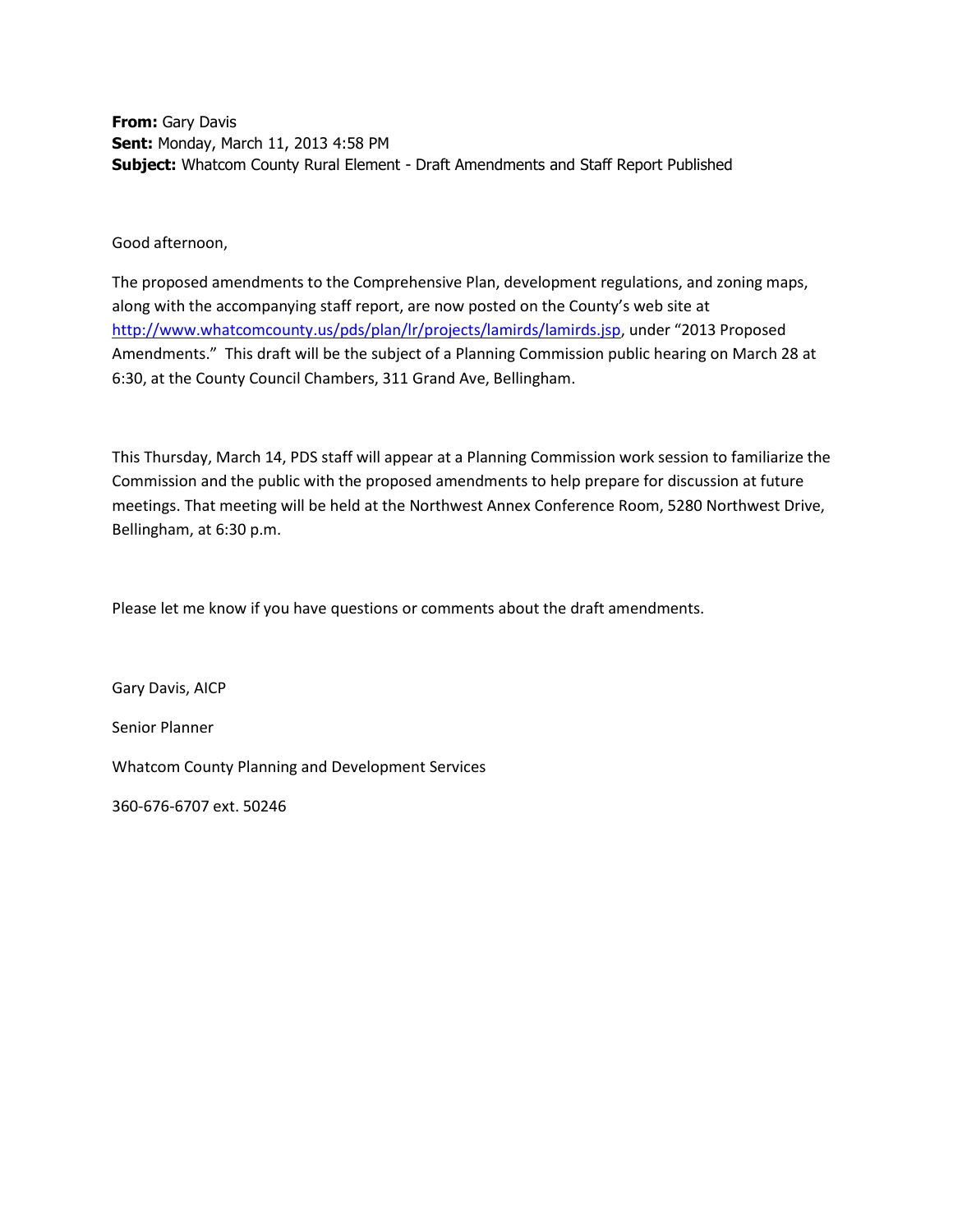**From:** Gary Davis
**Sent:** Monday, March 11, 2013 4:58 PM
**Subject:** Whatcom County Rural Element - Draft Amendments and Staff Report Published

Good afternoon,

The proposed amendments to the Comprehensive Plan, development regulations, and zoning maps, along with the accompanying staff report, are now posted on the County's web site at [http://www.whatcomcounty.us/pds/plan/lr/projects/lamirds/lamirds.jsp](http://www.whatcomcounty.us/pds/plan/lr/projects/lamirds/lamirds.jsp), under "2013 Proposed Amendments." This draft will be the subject of a Planning Commission public hearing on March 28 at 6:30, at the County Council Chambers, 311 Grand Ave, Bellingham.

This Thursday, March 14, PDS staff will appear at a Planning Commission work session to familiarize the Commission and the public with the proposed amendments to help prepare for discussion at future meetings. That meeting will be held at the Northwest Annex Conference Room, 5280 Northwest Drive, Bellingham, at 6:30 p.m.

Please let me know if you have questions or comments about the draft amendments.

Gary Davis, AICP

Senior Planner

Whatcom County Planning and Development Services

360-676-6707 ext. 50246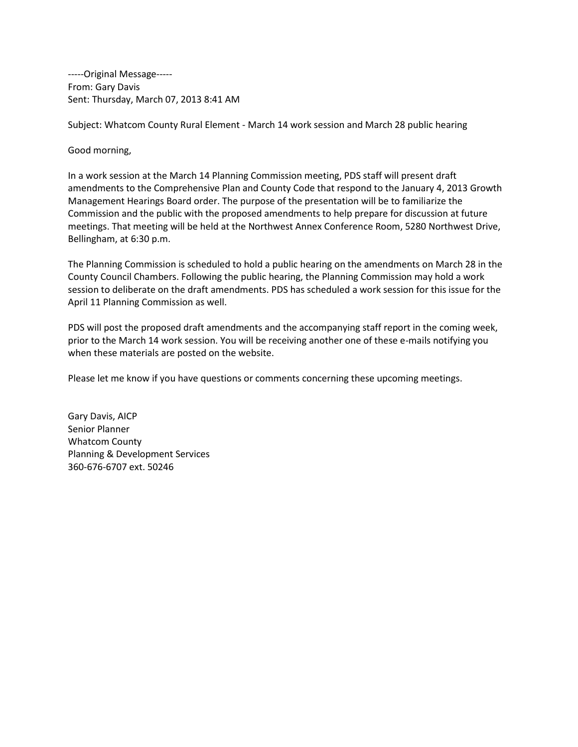-----Original Message-----
From: Gary Davis
Sent: Thursday, March 07, 2013 8:41 AM

Subject: Whatcom County Rural Element - March 14 work session and March 28 public hearing

Good morning,

In a work session at the March 14 Planning Commission meeting, PDS staff will present draft amendments to the Comprehensive Plan and County Code that respond to the January 4, 2013 Growth Management Hearings Board order. The purpose of the presentation will be to familiarize the Commission and the public with the proposed amendments to help prepare for discussion at future meetings. That meeting will be held at the Northwest Annex Conference Room, 5280 Northwest Drive, Bellingham, at 6:30 p.m.

The Planning Commission is scheduled to hold a public hearing on the amendments on March 28 in the County Council Chambers. Following the public hearing, the Planning Commission may hold a work session to deliberate on the draft amendments. PDS has scheduled a work session for this issue for the April 11 Planning Commission as well.

PDS will post the proposed draft amendments and the accompanying staff report in the coming week, prior to the March 14 work session. You will be receiving another one of these e-mails notifying you when these materials are posted on the website.

Please let me know if you have questions or comments concerning these upcoming meetings.

Gary Davis, AICP
Senior Planner
Whatcom County
Planning & Development Services
360-676-6707 ext. 50246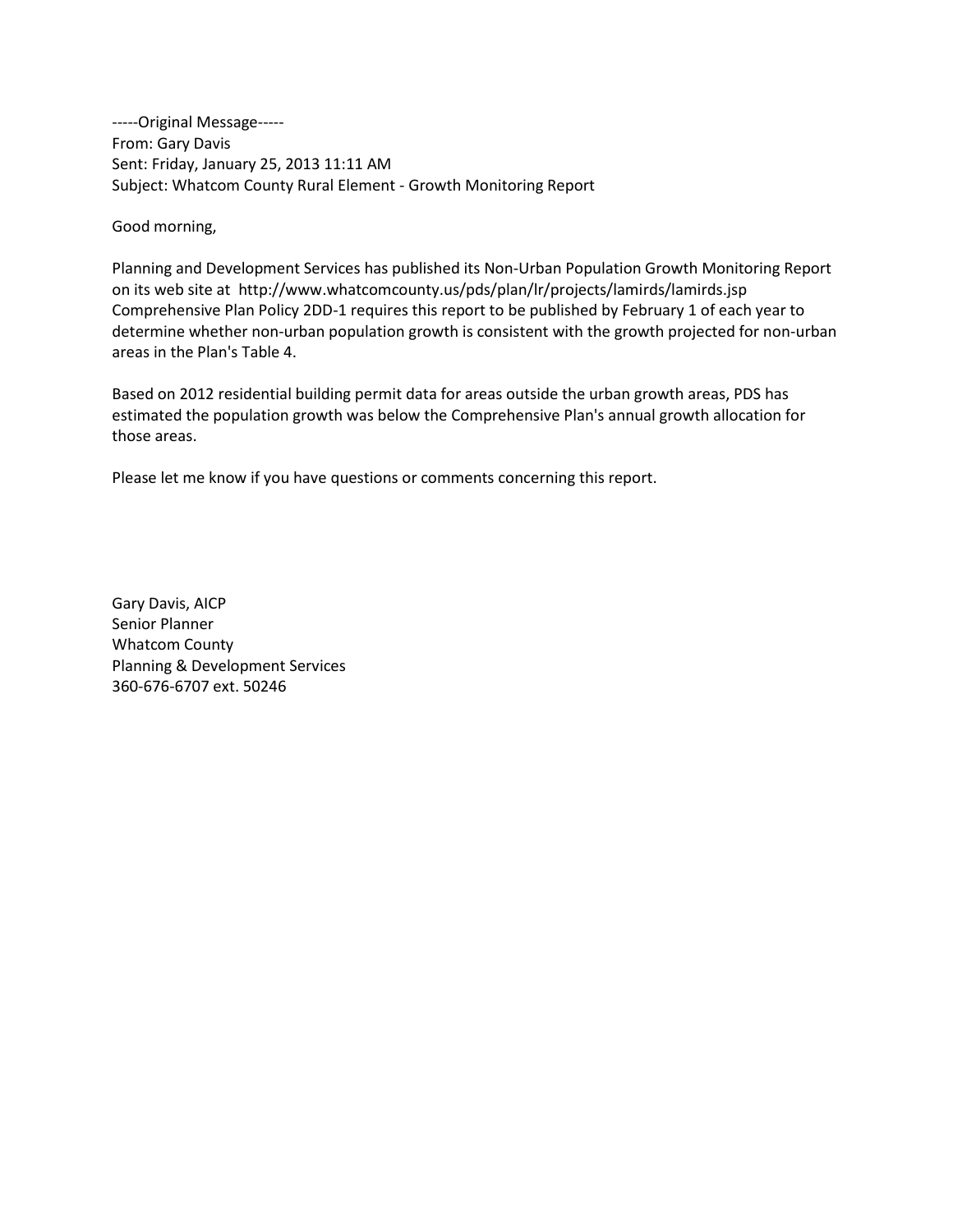-----Original Message-----
From: Gary Davis
Sent: Friday, January 25, 2013 11:11 AM
Subject: Whatcom County Rural Element - Growth Monitoring Report

Good morning,

Planning and Development Services has published its Non-Urban Population Growth Monitoring Report on its web site at http://www.whatcomcounty.us/pds/plan/lr/projects/lamirds/lamirds.jsp Comprehensive Plan Policy 2DD-1 requires this report to be published by February 1 of each year to determine whether non-urban population growth is consistent with the growth projected for non-urban areas in the Plan's Table 4.

Based on 2012 residential building permit data for areas outside the urban growth areas, PDS has estimated the population growth was below the Comprehensive Plan's annual growth allocation for those areas.

Please let me know if you have questions or comments concerning this report.

Gary Davis, AICP
Senior Planner
Whatcom County
Planning & Development Services
360-676-6707 ext. 50246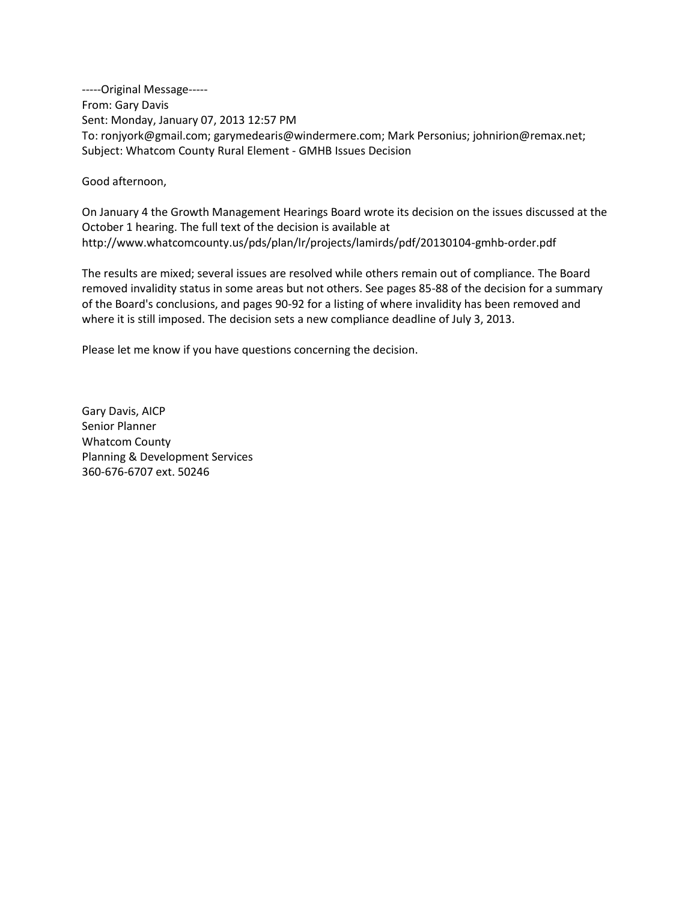-----Original Message-----
From: Gary Davis
Sent: Monday, January 07, 2013 12:57 PM
To: ronjyork@gmail.com; garymedearis@windermere.com; Mark Personius; johnirion@remax.net;
Subject: Whatcom County Rural Element - GMHB Issues Decision

Good afternoon,

On January 4 the Growth Management Hearings Board wrote its decision on the issues discussed at the October 1 hearing. The full text of the decision is available at http://www.whatcomcounty.us/pds/plan/lr/projects/lamirds/pdf/20130104-gmhb-order.pdf

The results are mixed; several issues are resolved while others remain out of compliance. The Board removed invalidity status in some areas but not others. See pages 85-88 of the decision for a summary of the Board's conclusions, and pages 90-92 for a listing of where invalidity has been removed and where it is still imposed. The decision sets a new compliance deadline of July 3, 2013.

Please let me know if you have questions concerning the decision.

Gary Davis, AICP
Senior Planner
Whatcom County
Planning & Development Services
360-676-6707 ext. 50246